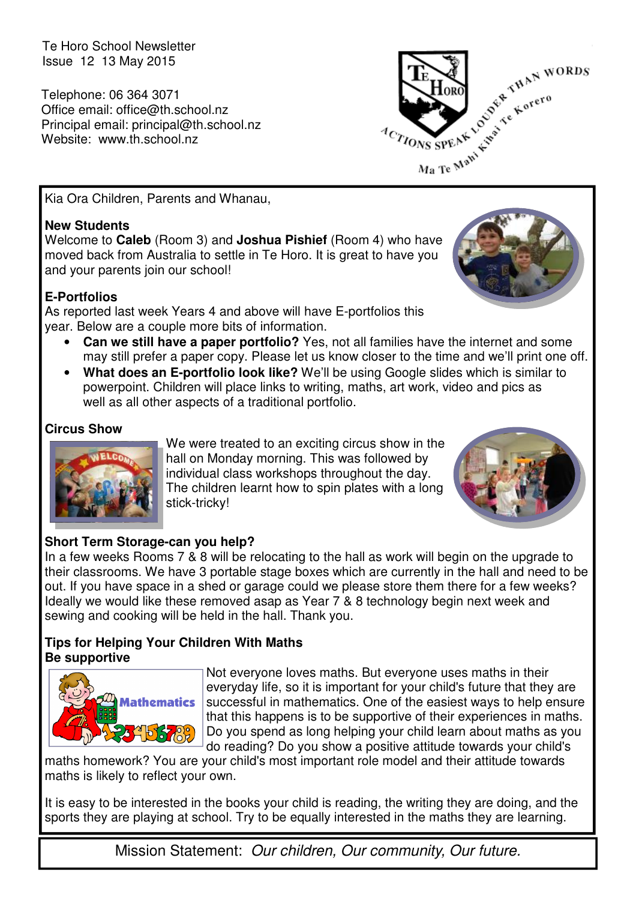Te Horo School Newsletter
Issue 12 13 May 2015

Telephone: 06 364 3071
Office email: office@th.school.nz
Principal email: principal@th.school.nz
Website: www.th.school.nz

Kia Ora Children, Parents and Whanau,

**New Students**
Welcome to **Caleb** (Room 3) and **Joshua Pishief** (Room 4) who have moved back from Australia to settle in Te Horo. It is great to have you and your parents join our school!

**E-Portfolios**
As reported last week Years 4 and above will have E-portfolios this year. Below are a couple more bits of information.

- **Can we still have a paper portfolio?** Yes, not all families have the internet and some may still prefer a paper copy. Please let us know closer to the time and we'll print one off.
- **What does an E-portfolio look like?** We'll be using Google slides which is similar to powerpoint. Children will place links to writing, maths, art work, video and pics as well as all other aspects of a traditional portfolio.

**Circus Show**
We were treated to an exciting circus show in the hall on Monday morning. This was followed by individual class workshops throughout the day. The children learnt how to spin plates with a long stick-tricky!

**Short Term Storage-can you help?**
In a few weeks Rooms 7 & 8 will be relocating to the hall as work will begin on the upgrade to their classrooms. We have 3 portable stage boxes which are currently in the hall and need to be out. If you have space in a shed or garage could we please store them there for a few weeks? Ideally we would like these removed asap as Year 7 & 8 technology begin next week and sewing and cooking will be held in the hall. Thank you.

**Tips for Helping Your Children With Maths**
**Be supportive**
Not everyone loves maths. But everyone uses maths in their everyday life, so it is important for your child's future that they are successful in mathematics. One of the easiest ways to help ensure that this happens is to be supportive of their experiences in maths. Do you spend as long helping your child learn about maths as you do reading? Do you show a positive attitude towards your child's maths homework? You are your child's most important role model and their attitude towards maths is likely to reflect your own.

It is easy to be interested in the books your child is reading, the writing they are doing, and the sports they are playing at school. Try to be equally interested in the maths they are learning.

Mission Statement: *Our children, Our community, Our future.*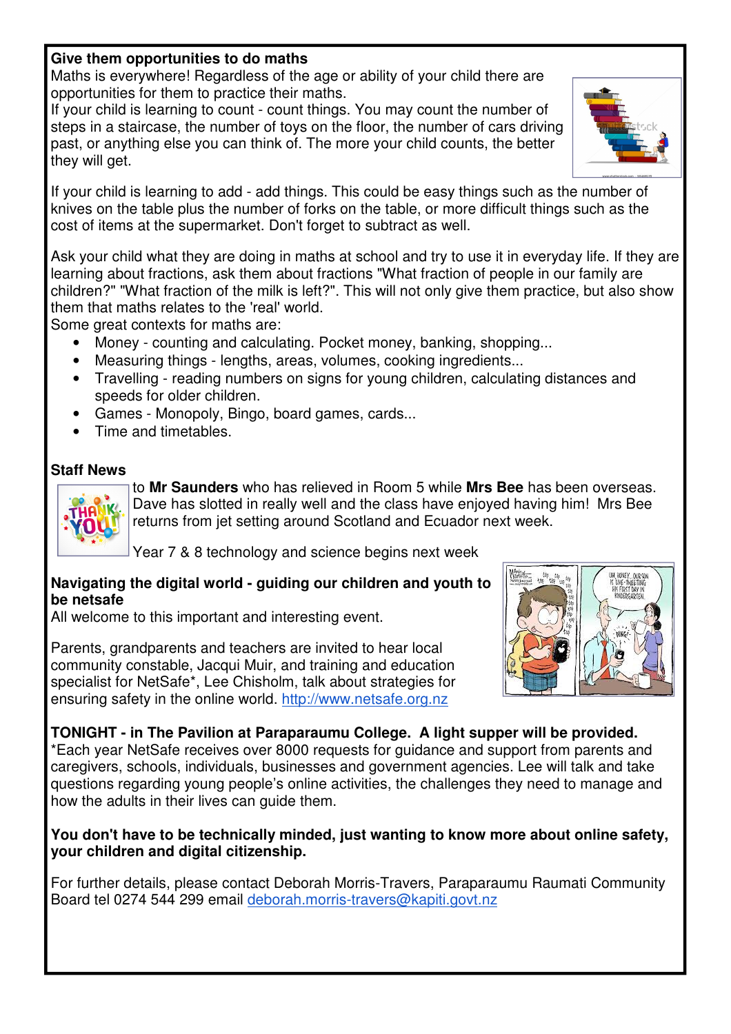**Give them opportunities to do maths**

Maths is everywhere! Regardless of the age or ability of your child there are opportunities for them to practice their maths.

If your child is learning to count - count things. You may count the number of steps in a staircase, the number of toys on the floor, the number of cars driving past, or anything else you can think of. The more your child counts, the better they will get.

If your child is learning to add - add things. This could be easy things such as the number of knives on the table plus the number of forks on the table, or more difficult things such as the cost of items at the supermarket. Don't forget to subtract as well.

Ask your child what they are doing in maths at school and try to use it in everyday life. If they are learning about fractions, ask them about fractions "What fraction of people in our family are children?" "What fraction of the milk is left?". This will not only give them practice, but also show them that maths relates to the 'real' world.

Some great contexts for maths are:

- Money - counting and calculating. Pocket money, banking, shopping...
- Measuring things - lengths, areas, volumes, cooking ingredients...
- Travelling - reading numbers on signs for young children, calculating distances and speeds for older children.
- Games - Monopoly, Bingo, board games, cards...
- Time and timetables.

**Staff News**

to **Mr Saunders** who has relieved in Room 5 while **Mrs Bee** has been overseas. Dave has slotted in really well and the class have enjoyed having him! Mrs Bee returns from jet setting around Scotland and Ecuador next week.

Year 7 & 8 technology and science begins next week

**Navigating the digital world - guiding our children and youth to be netsafe**

All welcome to this important and interesting event.

Parents, grandparents and teachers are invited to hear local community constable, Jacqui Muir, and training and education specialist for NetSafe*, Lee Chisholm, talk about strategies for ensuring safety in the online world. http://www.netsafe.org.nz

**TONIGHT - in The Pavilion at Paraparaumu College. A light supper will be provided.**

*Each year NetSafe receives over 8000 requests for guidance and support from parents and caregivers, schools, individuals, businesses and government agencies. Lee will talk and take questions regarding young people's online activities, the challenges they need to manage and how the adults in their lives can guide them.

**You don't have to be technically minded, just wanting to know more about online safety, your children and digital citizenship.**

For further details, please contact Deborah Morris-Travers, Paraparaumu Raumati Community Board tel 0274 544 299 email deborah.morris-travers@kapiti.govt.nz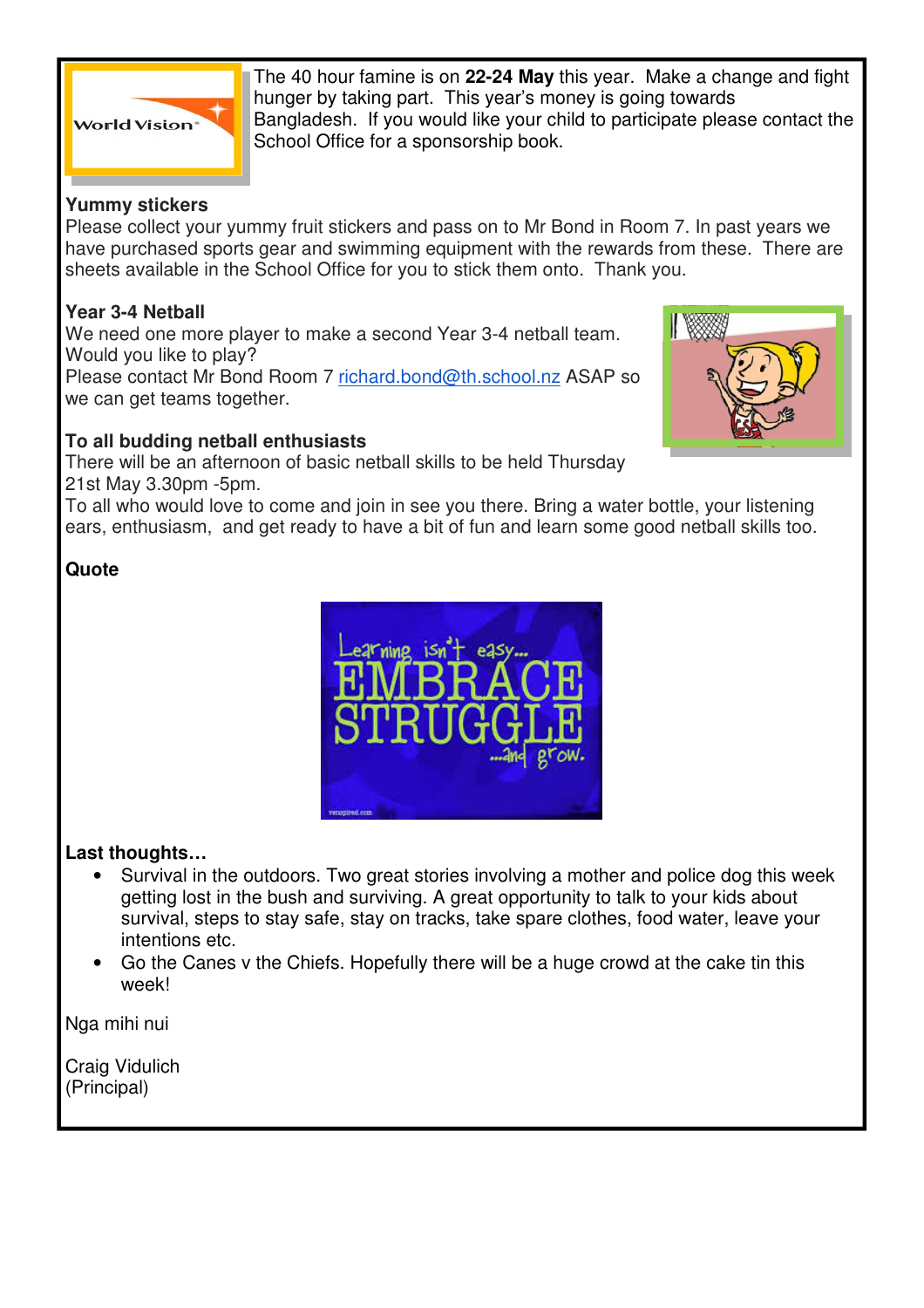The 40 hour famine is on **22-24 May** this year. Make a change and fight hunger by taking part. This year's money is going towards Bangladesh. If you would like your child to participate please contact the School Office for a sponsorship book.

**Yummy stickers**

Please collect your yummy fruit stickers and pass on to Mr Bond in Room 7. In past years we have purchased sports gear and swimming equipment with the rewards from these. There are sheets available in the School Office for you to stick them onto. Thank you.

**Year 3-4 Netball**

We need one more player to make a second Year 3-4 netball team. Would you like to play?

Please contact Mr Bond Room 7 richard.bond@th.school.nz ASAP so we can get teams together.

**To all budding netball enthusiasts**

There will be an afternoon of basic netball skills to be held Thursday 21st May 3.30pm -5pm.

To all who would love to come and join in see you there. Bring a water bottle, your listening ears, enthusiasm, and get ready to have a bit of fun and learn some good netball skills too.

**Quote**

**Last thoughts…**

- Survival in the outdoors. Two great stories involving a mother and police dog this week getting lost in the bush and surviving. A great opportunity to talk to your kids about survival, steps to stay safe, stay on tracks, take spare clothes, food water, leave your intentions etc.
- Go the Canes v the Chiefs. Hopefully there will be a huge crowd at the cake tin this week!

Nga mihi nui

Craig Vidulich
(Principal)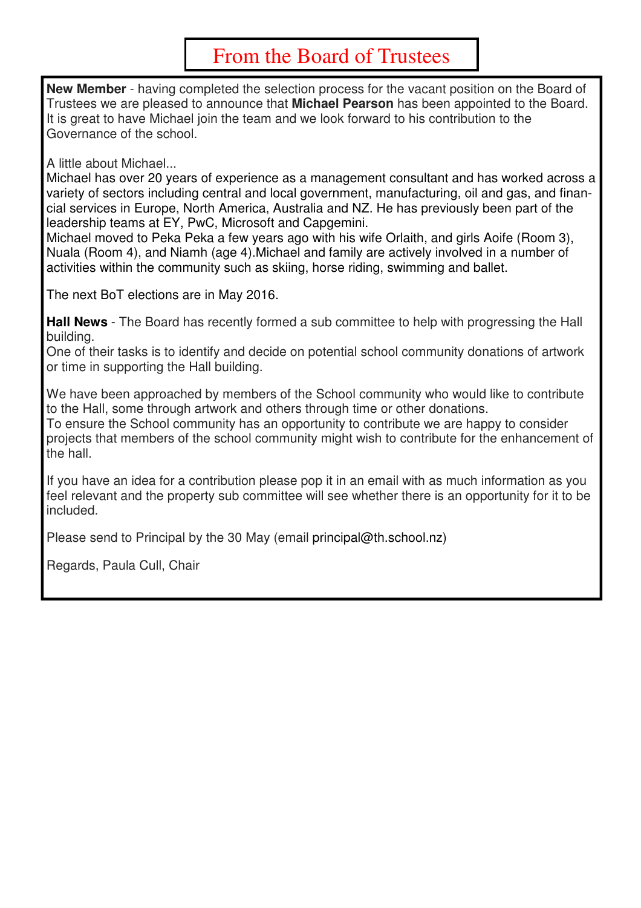# From the Board of Trustees

**New Member** - having completed the selection process for the vacant position on the Board of Trustees we are pleased to announce that **Michael Pearson** has been appointed to the Board. It is great to have Michael join the team and we look forward to his contribution to the Governance of the school.

A little about Michael...
Michael has over 20 years of experience as a management consultant and has worked across a variety of sectors including central and local government, manufacturing, oil and gas, and financial services in Europe, North America, Australia and NZ. He has previously been part of the leadership teams at EY, PwC, Microsoft and Capgemini.
Michael moved to Peka Peka a few years ago with his wife Orlaith, and girls Aoife (Room 3), Nuala (Room 4), and Niamh (age 4).Michael and family are actively involved in a number of activities within the community such as skiing, horse riding, swimming and ballet.

The next BoT elections are in May 2016.

**Hall News** - The Board has recently formed a sub committee to help with progressing the Hall building.
One of their tasks is to identify and decide on potential school community donations of artwork or time in supporting the Hall building.

We have been approached by members of the School community who would like to contribute to the Hall, some through artwork and others through time or other donations.
To ensure the School community has an opportunity to contribute we are happy to consider projects that members of the school community might wish to contribute for the enhancement of the hall.

If you have an idea for a contribution please pop it in an email with as much information as you feel relevant and the property sub committee will see whether there is an opportunity for it to be included.

Please send to Principal by the 30 May (email principal@th.school.nz)

Regards, Paula Cull, Chair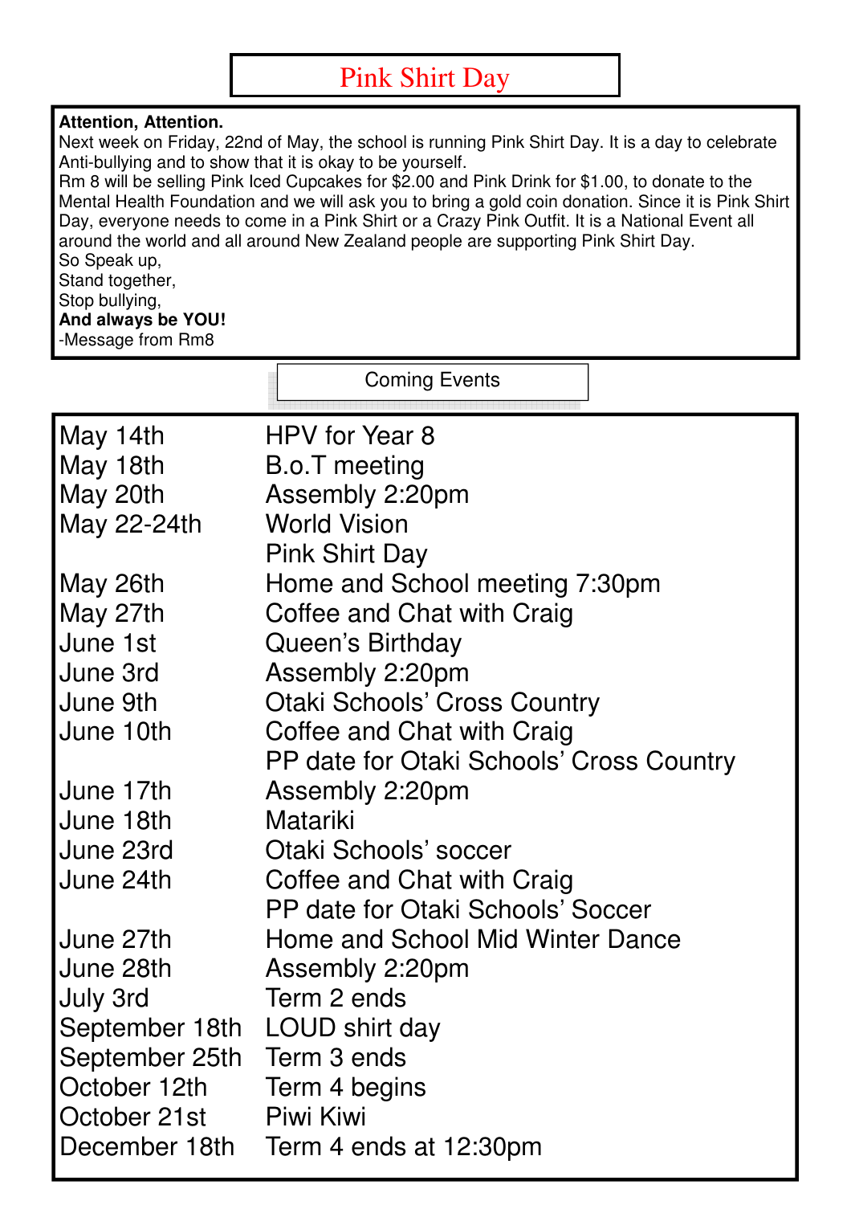# Pink Shirt Day

**Attention, Attention.**
Next week on Friday, 22nd of May, the school is running Pink Shirt Day. It is a day to celebrate Anti-bullying and to show that it is okay to be yourself.
Rm 8 will be selling Pink Iced Cupcakes for $2.00 and Pink Drink for $1.00, to donate to the Mental Health Foundation and we will ask you to bring a gold coin donation. Since it is Pink Shirt Day, everyone needs to come in a Pink Shirt or a Crazy Pink Outfit. It is a National Event all around the world and all around New Zealand people are supporting Pink Shirt Day.
So Speak up,
Stand together,
Stop bullying,
**And always be YOU!**
-Message from Rm8

## Coming Events

| | |
|---|---|
| May 14th | HPV for Year 8 |
| May 18th | B.o.T meeting |
| May 20th | Assembly 2:20pm |
| May 22-24th | World Vision |
| | Pink Shirt Day |
| May 26th | Home and School meeting 7:30pm |
| May 27th | Coffee and Chat with Craig |
| June 1st | Queen's Birthday |
| June 3rd | Assembly 2:20pm |
| June 9th | Otaki Schools' Cross Country |
| June 10th | Coffee and Chat with Craig |
| | PP date for Otaki Schools' Cross Country |
| June 17th | Assembly 2:20pm |
| June 18th | Matariki |
| June 23rd | Otaki Schools' soccer |
| June 24th | Coffee and Chat with Craig |
| | PP date for Otaki Schools' Soccer |
| June 27th | Home and School Mid Winter Dance |
| June 28th | Assembly 2:20pm |
| July 3rd | Term 2 ends |
| September 18th | LOUD shirt day |
| September 25th | Term 3 ends |
| October 12th | Term 4 begins |
| October 21st | Piwi Kiwi |
| December 18th | Term 4 ends at 12:30pm |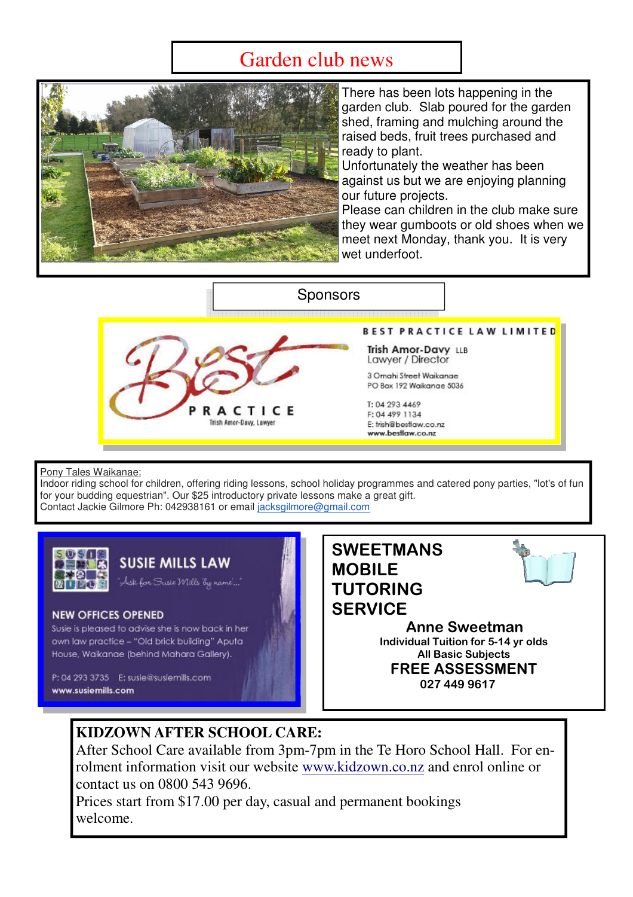# Garden club news

There has been lots happening in the garden club. Slab poured for the garden shed, framing and mulching around the raised beds, fruit trees purchased and ready to plant.

Unfortunately the weather has been against us but we are enjoying planning our future projects.

Please can children in the club make sure they wear gumboots or old shoes when we meet next Monday, thank you. It is very wet underfoot.

## Sponsors

Best PRACTICE
Trish Amor-Davy, Lawyer

BEST PRACTICE LAW LIMITED

**Trish Amor-Davy** LLB
Lawyer / Director

3 Omahi Street Waikanae
PO Box 192 Waikanae 5036

T: 04 293 4469
F: 04 499 1134
E: trish@bestlaw.co.nz
**www.bestlaw.co.nz**

Pony Tales Waikanae:
Indoor riding school for children, offering riding lessons, school holiday programmes and catered pony parties, "lot's of fun for your budding equestrian". Our $25 introductory private lessons make a great gift.
Contact Jackie Gilmore Ph: 042938161 or email jacksgilmore@gmail.com

**SUSIE MILLS LAW**
"Ask for Susie Mills by name"

**NEW OFFICES OPENED**
Susie is pleased to advise she is now back in her own law practice – "Old brick building" Aputa House, Waikanae (behind Mahara Gallery).

P: 04 293 3735 E: susie@susiemills.com
**www.susiemills.com**

**SWEETMANS MOBILE TUTORING SERVICE**

**Anne Sweetman**
**Individual Tuition for 5-14 yr olds**
**All Basic Subjects**
**FREE ASSESSMENT**
**027 449 9617**

**KIDZOWN AFTER SCHOOL CARE:**
After School Care available from 3pm-7pm in the Te Horo School Hall. For enrolment information visit our website www.kidzown.co.nz and enrol online or contact us on 0800 543 9696.
Prices start from $17.00 per day, casual and permanent bookings welcome.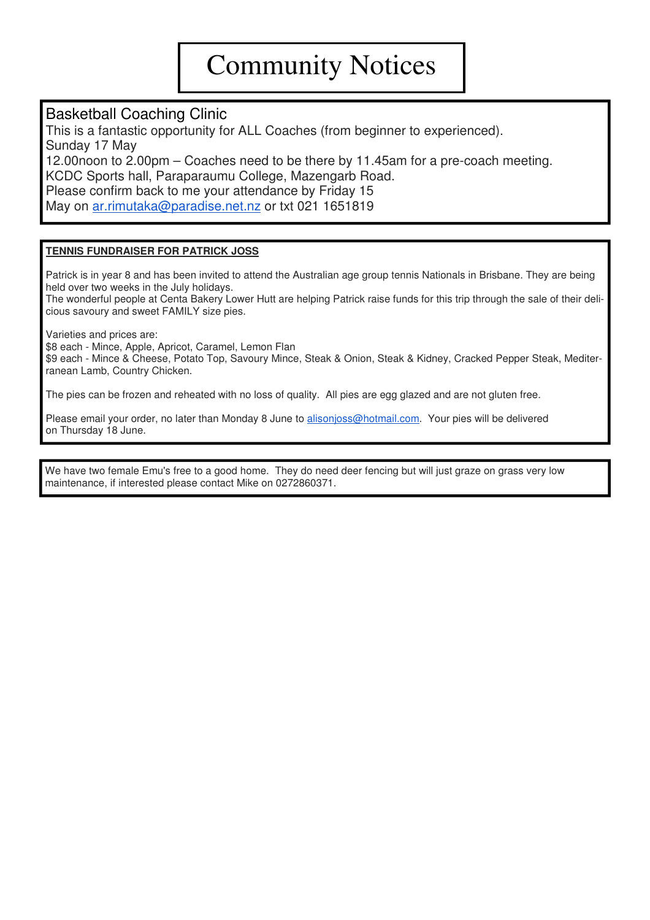# Community Notices

## Basketball Coaching Clinic

This is a fantastic opportunity for ALL Coaches (from beginner to experienced).
Sunday 17 May
12.00noon to 2.00pm – Coaches need to be there by 11.45am for a pre-coach meeting.
KCDC Sports hall, Paraparaumu College, Mazengarb Road.
Please confirm back to me your attendance by Friday 15 May on ar.rimutaka@paradise.net.nz or txt 021 1651819

## TENNIS FUNDRAISER FOR PATRICK JOSS

Patrick is in year 8 and has been invited to attend the Australian age group tennis Nationals in Brisbane. They are being held over two weeks in the July holidays.
The wonderful people at Centa Bakery Lower Hutt are helping Patrick raise funds for this trip through the sale of their delicious savoury and sweet FAMILY size pies.

Varieties and prices are:
$8 each - Mince, Apple, Apricot, Caramel, Lemon Flan
$9 each - Mince & Cheese, Potato Top, Savoury Mince, Steak & Onion, Steak & Kidney, Cracked Pepper Steak, Mediterranean Lamb, Country Chicken.

The pies can be frozen and reheated with no loss of quality. All pies are egg glazed and are not gluten free.

Please email your order, no later than Monday 8 June to alisonjoss@hotmail.com. Your pies will be delivered on Thursday 18 June.

---

We have two female Emu's free to a good home. They do need deer fencing but will just graze on grass very low maintenance, if interested please contact Mike on 0272860371.